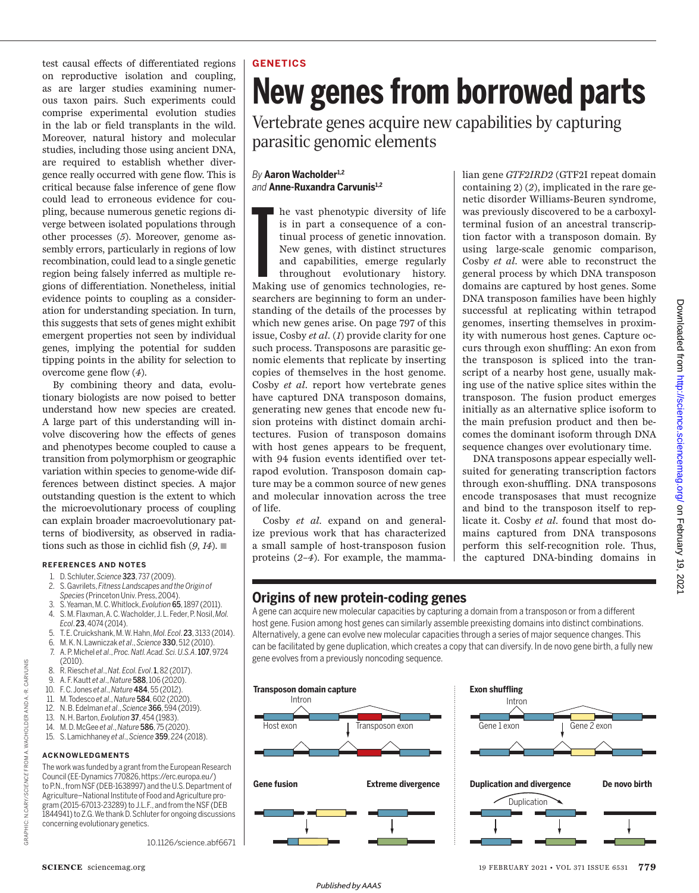test causal effects of differentiated regions on reproductive isolation and coupling, as are larger studies examining numerous taxon pairs. Such experiments could comprise experimental evolution studies in the lab or field transplants in the wild. Moreover, natural history and molecular studies, including those using ancient DNA, are required to establish whether divergence really occurred with gene flow. This is critical because false inference of gene flow could lead to erroneous evidence for coupling, because numerous genetic regions diverge between isolated populations through other processes (5). Moreover, genome assembly errors, particularly in regions of low recombination, could lead to a single genetic region being falsely inferred as multiple regions of differentiation. Nonetheless, initial evidence points to coupling as a consideration for understanding speciation. In turn, this suggests that sets of genes might exhibit emergent properties not seen by individual genes, implying the potential for sudden tipping points in the ability for selection to overcome gene flow (4).

By combining theory and data, evolutionary biologists are now poised to better understand how new species are created. A large part of this understanding will involve discovering how the effects of genes and phenotypes become coupled to cause a transition from polymorphism or geographic variation within species to genome-wide differences between distinct species. A major outstanding question is the extent to which the microevolutionary process of coupling can explain broader macroevolutionary patterns of biodiversity, as observed in radiations such as those in cichlid fish (9, 14). ■

### REFERENCES AND NOTES

1. D. Schluter, *Science* **323**, 737 (2009).
2. S. Gavrilets, *Fitness Landscapes and the Origin of Species* (Princeton Univ. Press, 2004).
3. S. Yeaman, M. C. Whitlock, *Evolution* **65**, 1897 (2011).
4. S. M. Flaxman, A. C. Wacholder, J. L. Feder, P. Nosil, *Mol. Ecol.* **23**, 4074 (2014).
5. T. E. Cruickshank, M. W. Hahn, *Mol. Ecol.* **23**, 3133 (2014).
6. M. K. N. Lawniczak *et al.*, *Science* **330**, 512 (2010).
7. A. P. Michel *et al.*, *Proc. Natl. Acad. Sci. U.S.A.* **107**, 9724 (2010).
8. R. Riesch *et al.*, *Nat. Ecol. Evol.* **1**, 82 (2017).
9. A. F. Kautt *et al.*, *Nature* **588**, 106 (2020).
10. F. C. Jones *et al.*, *Nature* **484**, 55 (2012).
11. M. Todesco *et al.*, *Nature* **584**, 602 (2020).
12. N. B. Edelman *et al.*, *Science* **366**, 594 (2019).
13. N. H. Barton, *Evolution* **37**, 454 (1983).
14. M. D. McGee *et al.*, *Nature* **586**, 75 (2020).
15. S. Lamichhaney *et al.*, *Science* **359**, 224 (2018).

### ACKNOWLEDGMENTS

The work was funded by a grant from the European Research Council (EE-Dynamics 770826, https://erc.europa.eu/) to P.N., from NSF (DEB-1638997) and the U.S. Department of Agriculture–National Institute of Food and Agriculture program (2015-67013-23289) to J.L.F., and from the NSF (DEB 1844941) to Z.G. We thank D. Schluter for ongoing discussions concerning evolutionary genetics.

10.1126/science.abf6671

GENETICS

# New genes from borrowed parts

## Vertebrate genes acquire new capabilities by capturing parasitic genomic elements

*By* **Aaron Wacholder**[1,2] *and* **Anne-Ruxandra Carvunis**[1,2]

The vast phenotypic diversity of life is in part a consequence of a continual process of genetic innovation. New genes, with distinct structures and capabilities, emerge regularly throughout evolutionary history. Making use of genomics technologies, researchers are beginning to form an understanding of the details of the processes by which new genes arise. On page 797 of this issue, Cosby *et al.* (1) provide clarity for one such process. Transposons are parasitic genomic elements that replicate by inserting copies of themselves in the host genome. Cosby *et al.* report how vertebrate genes have captured DNA transposon domains, generating new genes that encode new fusion proteins with distinct domain architectures. Fusion of transposon domains with host genes appears to be frequent, with 94 fusion events identified over tetrapod evolution. Transposon domain capture may be a common source of new genes and molecular innovation across the tree of life.

Cosby *et al.* expand on and generalize previous work that has characterized a small sample of host-transposon fusion proteins (2–4). For example, the mammalian gene *GTF2IRD2* (GTF2I repeat domain containing 2) (2), implicated in the rare genetic disorder Williams-Beuren syndrome, was previously discovered to be a carboxyl-terminal fusion of an ancestral transcription factor with a transposon domain. By using large-scale genomic comparison, Cosby *et al.* were able to reconstruct the general process by which DNA transposon domains are captured by host genes. Some DNA transposon families have been highly successful at replicating within tetrapod genomes, inserting themselves in proximity with numerous host genes. Capture occurs through exon shuffling: An exon from the transposon is spliced into the transcript of a nearby host gene, usually making use of the native splice sites within the transposon. The fusion product emerges initially as an alternative splice isoform to the main prefusion product and then becomes the dominant isoform through DNA sequence changes over evolutionary time.

DNA transposons appear especially well-suited for generating transcription factors through exon-shuffling. DNA transposons encode transposases that must recognize and bind to the transposon itself to replicate it. Cosby *et al.* found that most domains captured from DNA transposons perform this self-recognition role. Thus, the captured DNA-binding domains in

### Origins of new protein-coding genes

A gene can acquire new molecular capacities by capturing a domain from a transposon or from a different host gene. Fusion among host genes can similarly assemble preexisting domains into distinct combinations. Alternatively, a gene can evolve new molecular capacities through a series of major sequence changes. This can be facilitated by gene duplication, which creates a copy that can diversify. In de novo gene birth, a fully new gene evolves from a previously noncoding sequence.

**Transposon domain capture** — Intron; Host exon; Transposon exon

**Exon shuffling** — Intron; Gene 1 exon; Gene 2 exon

**Gene fusion**

**Extreme divergence**

**Duplication and divergence** — Duplication

**De novo birth**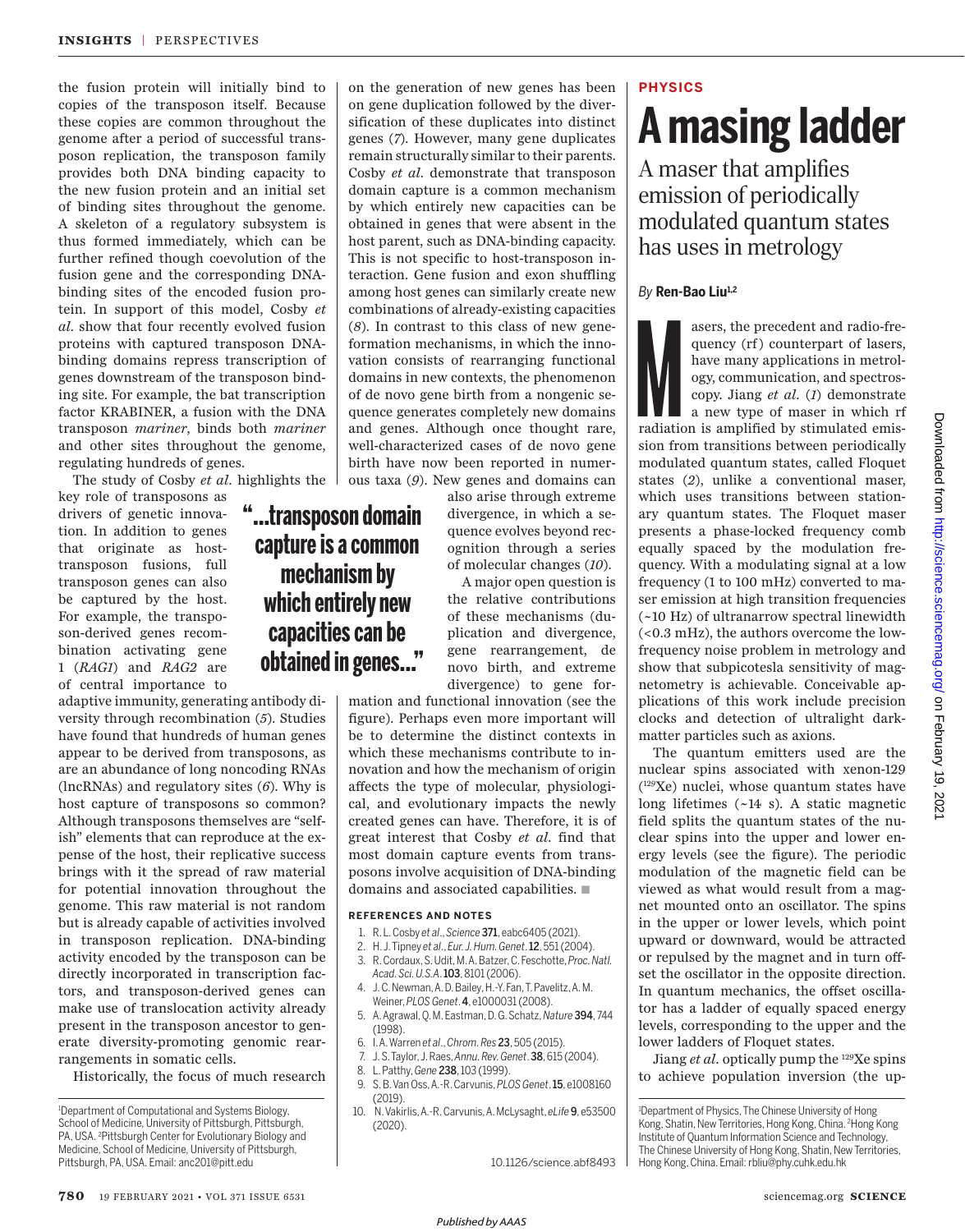the fusion protein will initially bind to copies of the transposon itself. Because these copies are common throughout the genome after a period of successful transposon replication, the transposon family provides both DNA binding capacity to the new fusion protein and an initial set of binding sites throughout the genome. A skeleton of a regulatory subsystem is thus formed immediately, which can be further refined though coevolution of the fusion gene and the corresponding DNA-binding sites of the encoded fusion protein. In support of this model, Cosby *et al.* show that four recently evolved fusion proteins with captured transposon DNA-binding domains repress transcription of genes downstream of the transposon binding site. For example, the bat transcription factor KRABINER, a fusion with the DNA transposon *mariner*, binds both *mariner* and other sites throughout the genome, regulating hundreds of genes.

The study of Cosby *et al.* highlights the key role of transposons as drivers of genetic innovation. In addition to genes that originate as host-transposon fusions, full transposon genes can also be captured by the host. For example, the transposon-derived genes recombination activating gene 1 (*RAG1*) and *RAG2* are of central importance to adaptive immunity, generating antibody diversity through recombination (*5*). Studies have found that hundreds of human genes appear to be derived from transposons, as are an abundance of long noncoding RNAs (lncRNAs) and regulatory sites (*6*). Why is host capture of transposons so common? Although transposons themselves are "selfish" elements that can reproduce at the expense of the host, their replicative success brings with it the spread of raw material for potential innovation throughout the genome. This raw material is not random but is already capable of activities involved in transposon replication. DNA-binding activity encoded by the transposon can be directly incorporated in transcription factors, and transposon-derived genes can make use of translocation activity already present in the transposon ancestor to generate diversity-promoting genomic rearrangements in somatic cells.

Historically, the focus of much research on the generation of new genes has been on gene duplication followed by the diversification of these duplicates into distinct genes (*7*). However, many gene duplicates remain structurally similar to their parents. Cosby *et al.* demonstrate that transposon domain capture is a common mechanism by which entirely new capacities can be obtained in genes that were absent in the host parent, such as DNA-binding capacity. This is not specific to host-transposon interaction. Gene fusion and exon shuffling among host genes can similarly create new combinations of already-existing capacities (*8*). In contrast to this class of new gene-formation mechanisms, in which the innovation consists of rearranging functional domains in new contexts, the phenomenon of de novo gene birth from a nongenic sequence generates completely new domains and genes. Although once thought rare, well-characterized cases of de novo gene birth have now been reported in numerous taxa (*9*). New genes and domains can also arise through extreme divergence, in which a sequence evolves beyond recognition through a series of molecular changes (*10*).

> **"...transposon domain capture is a common mechanism by which entirely new capacities can be obtained in genes..."**

A major open question is the relative contributions of these mechanisms (duplication and divergence, gene rearrangement, de novo birth, and extreme divergence) to gene formation and functional innovation (see the figure). Perhaps even more important will be to determine the distinct contexts in which these mechanisms contribute to innovation and how the mechanism of origin affects the type of molecular, physiological, and evolutionary impacts the newly created genes can have. Therefore, it is of great interest that Cosby *et al.* find that most domain capture events from transposons involve acquisition of DNA-binding domains and associated capabilities. ■

#### REFERENCES AND NOTES

1. R. L. Cosby *et al.*, *Science* **371**, eabc6405 (2021).
2. H. J. Tipney *et al.*, *Eur. J. Hum. Genet.* **12**, 551 (2004).
3. R. Cordaux, S. Udit, M. A. Batzer, C. Feschotte, *Proc. Natl. Acad. Sci. U.S.A.* **103**, 8101 (2006).
4. J. C. Newman, A. D. Bailey, H.-Y. Fan, T. Pavelitz, A. M. Weiner, *PLOS Genet.* **4**, e1000031 (2008).
5. A. Agrawal, Q. M. Eastman, D. G. Schatz, *Nature* **394**, 744 (1998).
6. I. A. Warren *et al.*, *Chrom. Res* **23**, 505 (2015).
7. J. S. Taylor, J. Raes, *Annu. Rev. Genet.* **38**, 615 (2004).
8. L. Patthy, *Gene* **238**, 103 (1999).
9. S. B. Van Oss, A.-R. Carvunis, *PLOS Genet.* **15**, e1008160 (2019).
10. N. Vakirlis, A.-R. Carvunis, A. McLysaght, *eLife* **9**, e53500 (2020).

10.1126/science.abf8493

[1]Department of Computational and Systems Biology, School of Medicine, University of Pittsburgh, Pittsburgh, PA, USA. [2]Pittsburgh Center for Evolutionary Biology and Medicine, School of Medicine, University of Pittsburgh, Pittsburgh, PA, USA. Email: anc201@pitt.edu

---

**PHYSICS**

# A masing ladder

## A maser that amplifies emission of periodically modulated quantum states has uses in metrology

*By* **Ren-Bao Liu**[1,2]

Masers, the precedent and radio-frequency (rf) counterpart of lasers, have many applications in metrology, communication, and spectroscopy. Jiang *et al.* (*1*) demonstrate a new type of maser in which rf radiation is amplified by stimulated emission from transitions between periodically modulated quantum states, called Floquet states (*2*), unlike a conventional maser, which uses transitions between stationary quantum states. The Floquet maser presents a phase-locked frequency comb equally spaced by the modulation frequency. With a modulating signal at a low frequency (1 to 100 mHz) converted to maser emission at high transition frequencies (~10 Hz) of ultranarrow spectral linewidth (<0.3 mHz), the authors overcome the low-frequency noise problem in metrology and show that subpicotesla sensitivity of magnetometry is achievable. Conceivable applications of this work include precision clocks and detection of ultralight dark-matter particles such as axions.

The quantum emitters used are the nuclear spins associated with xenon-129 ($^{129}$Xe) nuclei, whose quantum states have long lifetimes (~14 s). A static magnetic field splits the quantum states of the nuclear spins into the upper and lower energy levels (see the figure). The periodic modulation of the magnetic field can be viewed as what would result from a magnet mounted onto an oscillator. The spins in the upper or lower levels, which point upward or downward, would be attracted or repulsed by the magnet and in turn offset the oscillator in the opposite direction. In quantum mechanics, the offset oscillator has a ladder of equally spaced energy levels, corresponding to the upper and the lower ladders of Floquet states.

Jiang *et al.* optically pump the $^{129}$Xe spins to achieve population inversion (the up-

[1]Department of Physics, The Chinese University of Hong Kong, Shatin, New Territories, Hong Kong, China. [2]Hong Kong Institute of Quantum Information Science and Technology, The Chinese University of Hong Kong, Shatin, New Territories, Hong Kong, China. Email: rbliu@phy.cuhk.edu.hk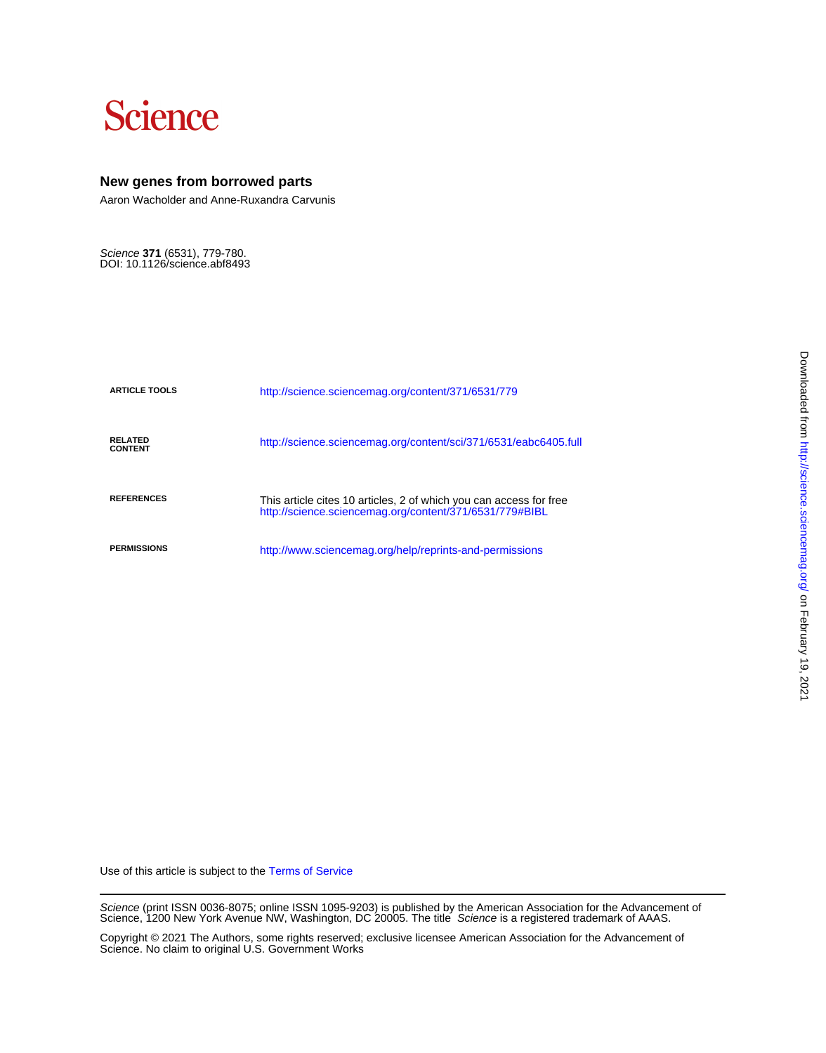# Science

## New genes from borrowed parts

Aaron Wacholder and Anne-Ruxandra Carvunis

*Science* **371** (6531), 779-780.
DOI: 10.1126/science.abf8493

| | |
|---|---|
| **ARTICLE TOOLS** | http://science.sciencemag.org/content/371/6531/779 |
| **RELATED CONTENT** | http://science.sciencemag.org/content/sci/371/6531/eabc6405.full |
| **REFERENCES** | This article cites 10 articles, 2 of which you can access for free http://science.sciencemag.org/content/371/6531/779#BIBL |
| **PERMISSIONS** | http://www.sciencemag.org/help/reprints-and-permissions |

Use of this article is subject to the Terms of Service

*Science* (print ISSN 0036-8075; online ISSN 1095-9203) is published by the American Association for the Advancement of Science, 1200 New York Avenue NW, Washington, DC 20005. The title *Science* is a registered trademark of AAAS.

Copyright © 2021 The Authors, some rights reserved; exclusive licensee American Association for the Advancement of Science. No claim to original U.S. Government Works

Downloaded from http://science.sciencemag.org/ on February 19, 2021